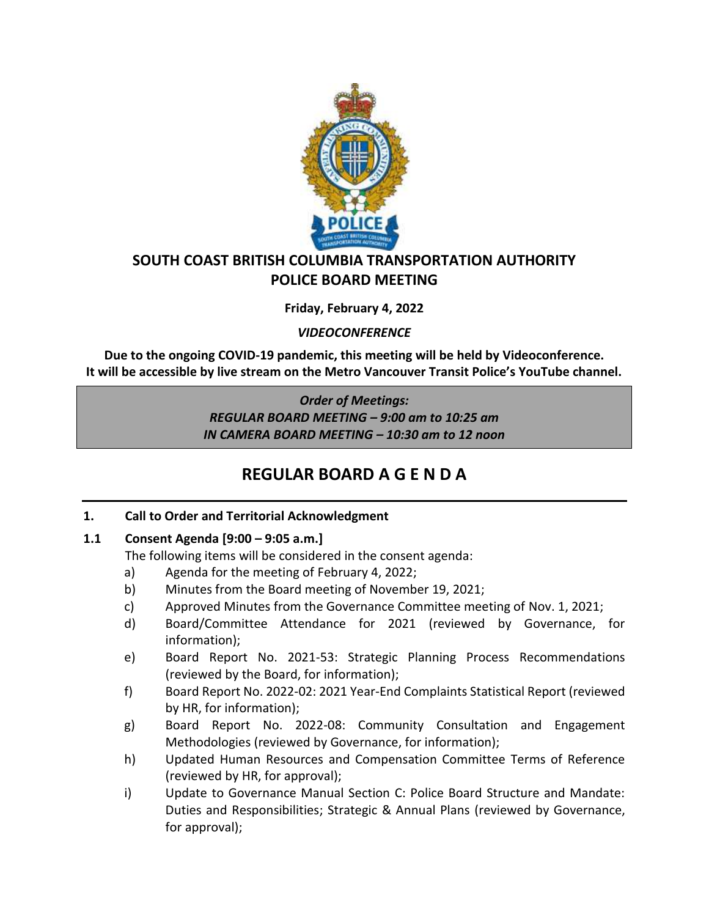# SOUTH COAST BRITISH COLUMBIA TRANSPORTATION AUTHORITY POLICE BOARD MEETING

**Friday, February 4, 2022**

***VIDEOCONFERENCE***

**Due to the ongoing COVID-19 pandemic, this meeting will be held by Videoconference. It will be accessible by live stream on the Metro Vancouver Transit Police's YouTube channel.**

***Order of Meetings:***
***REGULAR BOARD MEETING – 9:00 am to 10:25 am***
***IN CAMERA BOARD MEETING – 10:30 am to 12 noon***

## REGULAR BOARD A G E N D A

**1. Call to Order and Territorial Acknowledgment**

**1.1 Consent Agenda [9:00 – 9:05 a.m.]**

The following items will be considered in the consent agenda:

a) Agenda for the meeting of February 4, 2022;

b) Minutes from the Board meeting of November 19, 2021;

c) Approved Minutes from the Governance Committee meeting of Nov. 1, 2021;

d) Board/Committee Attendance for 2021 (reviewed by Governance, for information);

e) Board Report No. 2021-53: Strategic Planning Process Recommendations (reviewed by the Board, for information);

f) Board Report No. 2022-02: 2021 Year-End Complaints Statistical Report (reviewed by HR, for information);

g) Board Report No. 2022-08: Community Consultation and Engagement Methodologies (reviewed by Governance, for information);

h) Updated Human Resources and Compensation Committee Terms of Reference (reviewed by HR, for approval);

i) Update to Governance Manual Section C: Police Board Structure and Mandate: Duties and Responsibilities; Strategic & Annual Plans (reviewed by Governance, for approval);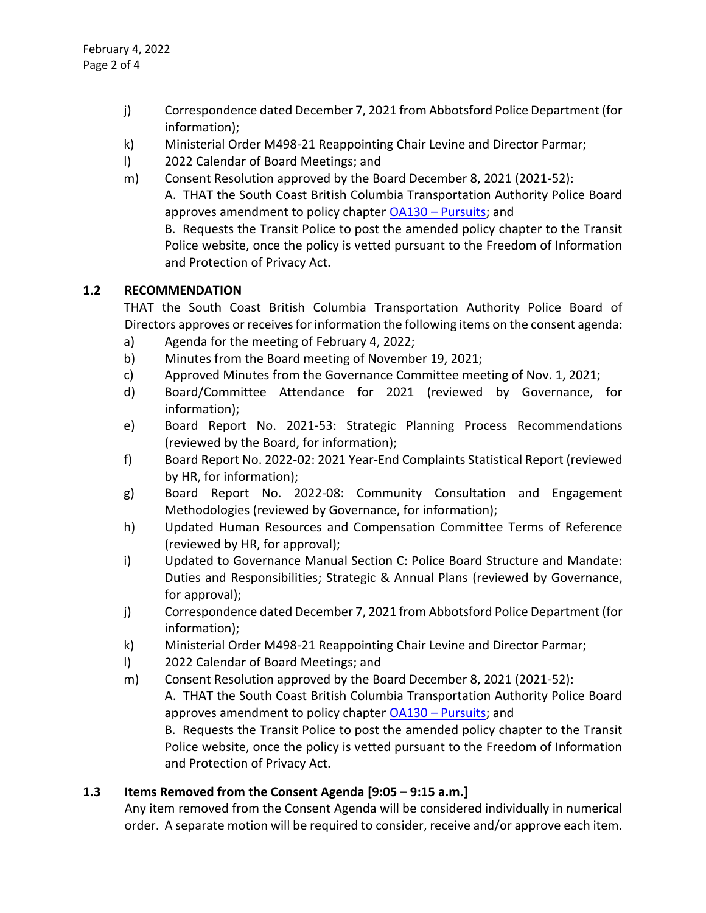j) Correspondence dated December 7, 2021 from Abbotsford Police Department (for information);
k) Ministerial Order M498-21 Reappointing Chair Levine and Director Parmar;
l) 2022 Calendar of Board Meetings; and
m) Consent Resolution approved by the Board December 8, 2021 (2021-52):
A. THAT the South Coast British Columbia Transportation Authority Police Board approves amendment to policy chapter OA130 – Pursuits; and
B. Requests the Transit Police to post the amended policy chapter to the Transit Police website, once the policy is vetted pursuant to the Freedom of Information and Protection of Privacy Act.

### 1.2 RECOMMENDATION

THAT the South Coast British Columbia Transportation Authority Police Board of Directors approves or receives for information the following items on the consent agenda:

a) Agenda for the meeting of February 4, 2022;
b) Minutes from the Board meeting of November 19, 2021;
c) Approved Minutes from the Governance Committee meeting of Nov. 1, 2021;
d) Board/Committee Attendance for 2021 (reviewed by Governance, for information);
e) Board Report No. 2021-53: Strategic Planning Process Recommendations (reviewed by the Board, for information);
f) Board Report No. 2022-02: 2021 Year-End Complaints Statistical Report (reviewed by HR, for information);
g) Board Report No. 2022-08: Community Consultation and Engagement Methodologies (reviewed by Governance, for information);
h) Updated Human Resources and Compensation Committee Terms of Reference (reviewed by HR, for approval);
i) Updated to Governance Manual Section C: Police Board Structure and Mandate: Duties and Responsibilities; Strategic & Annual Plans (reviewed by Governance, for approval);
j) Correspondence dated December 7, 2021 from Abbotsford Police Department (for information);
k) Ministerial Order M498-21 Reappointing Chair Levine and Director Parmar;
l) 2022 Calendar of Board Meetings; and
m) Consent Resolution approved by the Board December 8, 2021 (2021-52):
A. THAT the South Coast British Columbia Transportation Authority Police Board approves amendment to policy chapter OA130 – Pursuits; and
B. Requests the Transit Police to post the amended policy chapter to the Transit Police website, once the policy is vetted pursuant to the Freedom of Information and Protection of Privacy Act.

### 1.3 Items Removed from the Consent Agenda [9:05 – 9:15 a.m.]

Any item removed from the Consent Agenda will be considered individually in numerical order. A separate motion will be required to consider, receive and/or approve each item.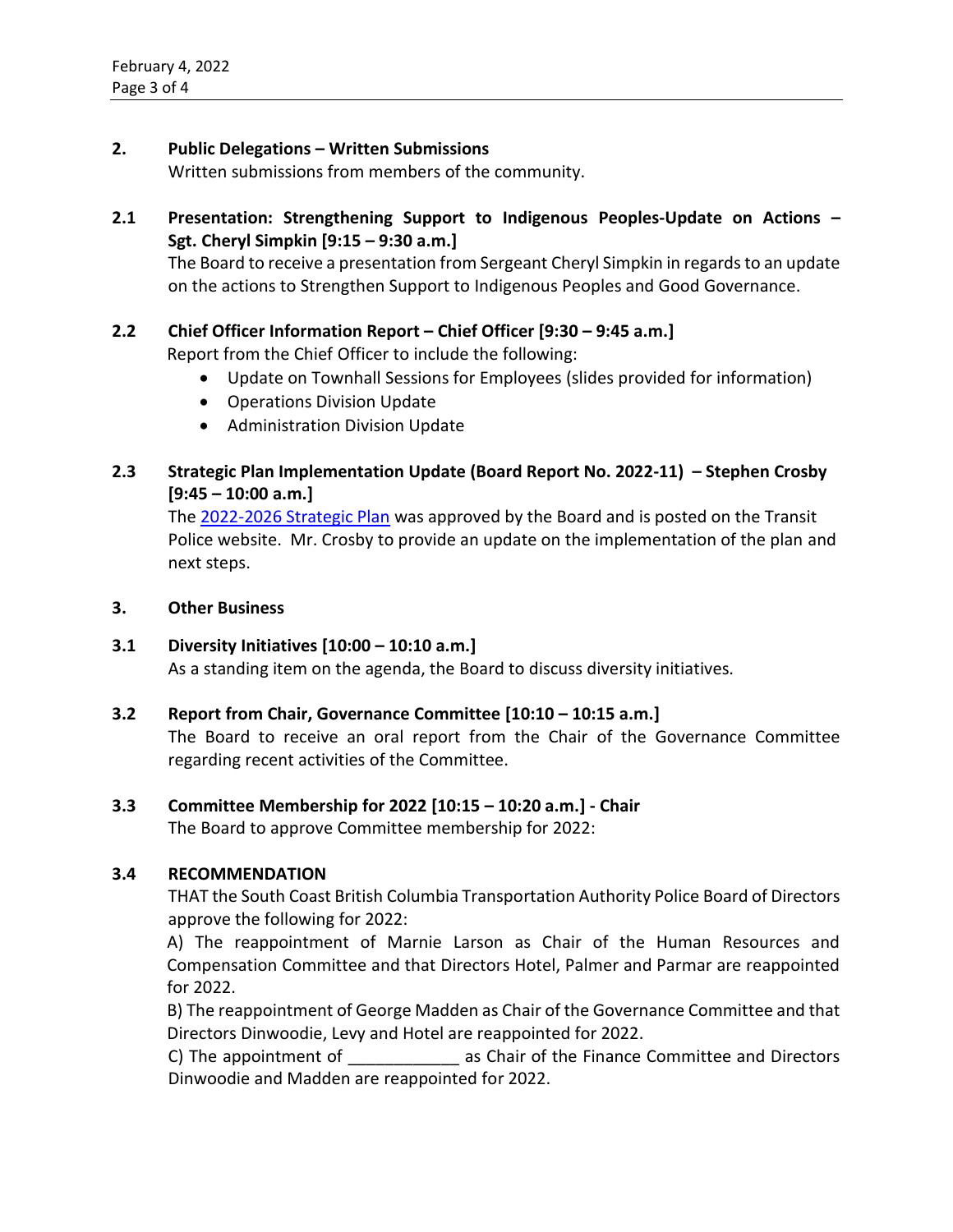**2. Public Delegations – Written Submissions**

Written submissions from members of the community.

**2.1 Presentation: Strengthening Support to Indigenous Peoples-Update on Actions – Sgt. Cheryl Simpkin [9:15 – 9:30 a.m.]**

The Board to receive a presentation from Sergeant Cheryl Simpkin in regards to an update on the actions to Strengthen Support to Indigenous Peoples and Good Governance.

**2.2 Chief Officer Information Report – Chief Officer [9:30 – 9:45 a.m.]**

Report from the Chief Officer to include the following:

- Update on Townhall Sessions for Employees (slides provided for information)
- Operations Division Update
- Administration Division Update

**2.3 Strategic Plan Implementation Update (Board Report No. 2022-11) – Stephen Crosby [9:45 – 10:00 a.m.]**

The 2022-2026 Strategic Plan was approved by the Board and is posted on the Transit Police website. Mr. Crosby to provide an update on the implementation of the plan and next steps.

**3. Other Business**

**3.1 Diversity Initiatives [10:00 – 10:10 a.m.]**

As a standing item on the agenda, the Board to discuss diversity initiatives.

**3.2 Report from Chair, Governance Committee [10:10 – 10:15 a.m.]**

The Board to receive an oral report from the Chair of the Governance Committee regarding recent activities of the Committee.

**3.3 Committee Membership for 2022 [10:15 – 10:20 a.m.] - Chair**

The Board to approve Committee membership for 2022:

**3.4 RECOMMENDATION**

THAT the South Coast British Columbia Transportation Authority Police Board of Directors approve the following for 2022:

A) The reappointment of Marnie Larson as Chair of the Human Resources and Compensation Committee and that Directors Hotel, Palmer and Parmar are reappointed for 2022.

B) The reappointment of George Madden as Chair of the Governance Committee and that Directors Dinwoodie, Levy and Hotel are reappointed for 2022.

C) The appointment of ____________ as Chair of the Finance Committee and Directors Dinwoodie and Madden are reappointed for 2022.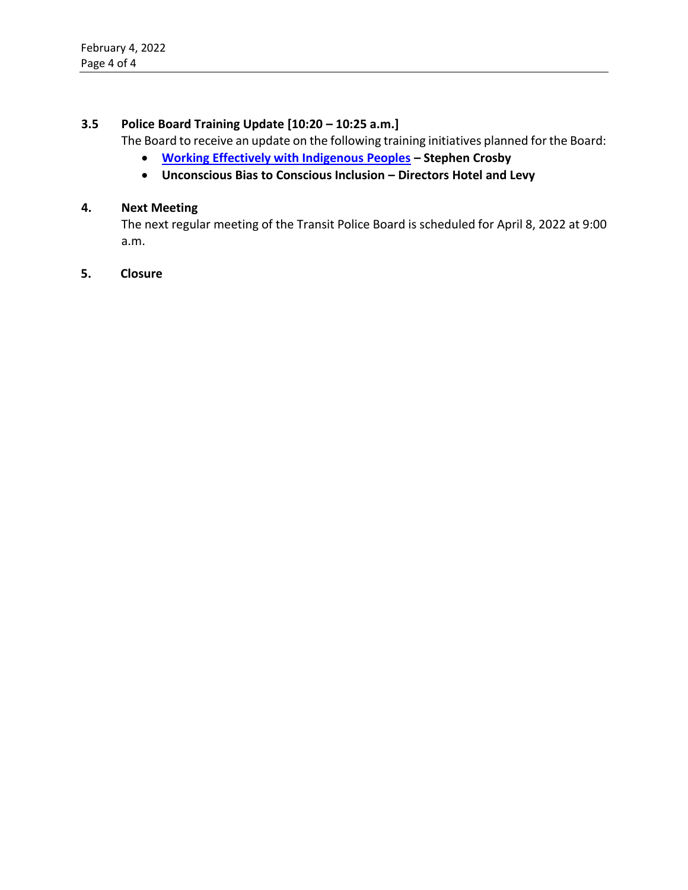### 3.5 Police Board Training Update [10:20 – 10:25 a.m.]

The Board to receive an update on the following training initiatives planned for the Board:

- **Working Effectively with Indigenous Peoples – Stephen Crosby**
- **Unconscious Bias to Conscious Inclusion – Directors Hotel and Levy**

### 4. Next Meeting

The next regular meeting of the Transit Police Board is scheduled for April 8, 2022 at 9:00 a.m.

### 5. Closure